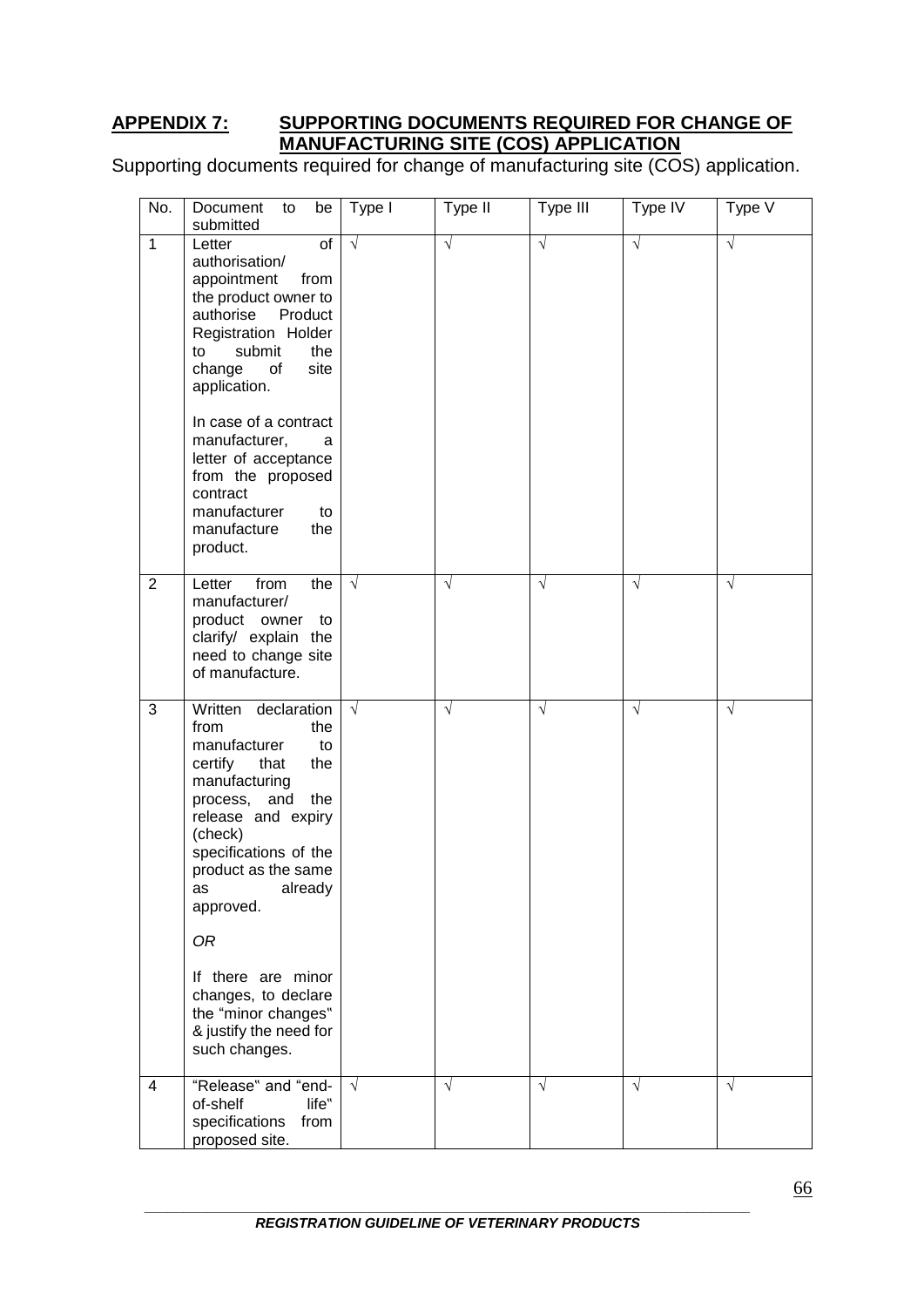## APPENDIX 7: SUPPORTING DOCUMENTS REQUIRED FOR CHANGE OF MANUFACTURING SITE (COS) APPLICATION

Supporting documents required for change of manufacturing site (COS) application.

| No. | Document to be submitted | Type I | Type II | Type III | Type IV | Type V |
|---|---|---|---|---|---|---|
| 1 | Letter of authorisation/ appointment from the product owner to authorise Product Registration Holder to submit the change of site application.<br><br>In case of a contract manufacturer, a letter of acceptance from the proposed contract manufacturer to manufacture the product. | √ | √ | √ | √ | √ |
| 2 | Letter from the manufacturer/ product owner to clarify/ explain the need to change site of manufacture. | √ | √ | √ | √ | √ |
| 3 | Written declaration from the manufacturer to certify that the manufacturing process, and the release and expiry (check) specifications of the product as the same as already approved.<br><br>*OR*<br><br>If there are minor changes, to declare the "minor changes" & justify the need for such changes. | √ | √ | √ | √ | √ |
| 4 | "Release" and "end-of-shelf life" specifications from proposed site. | √ | √ | √ | √ | √ |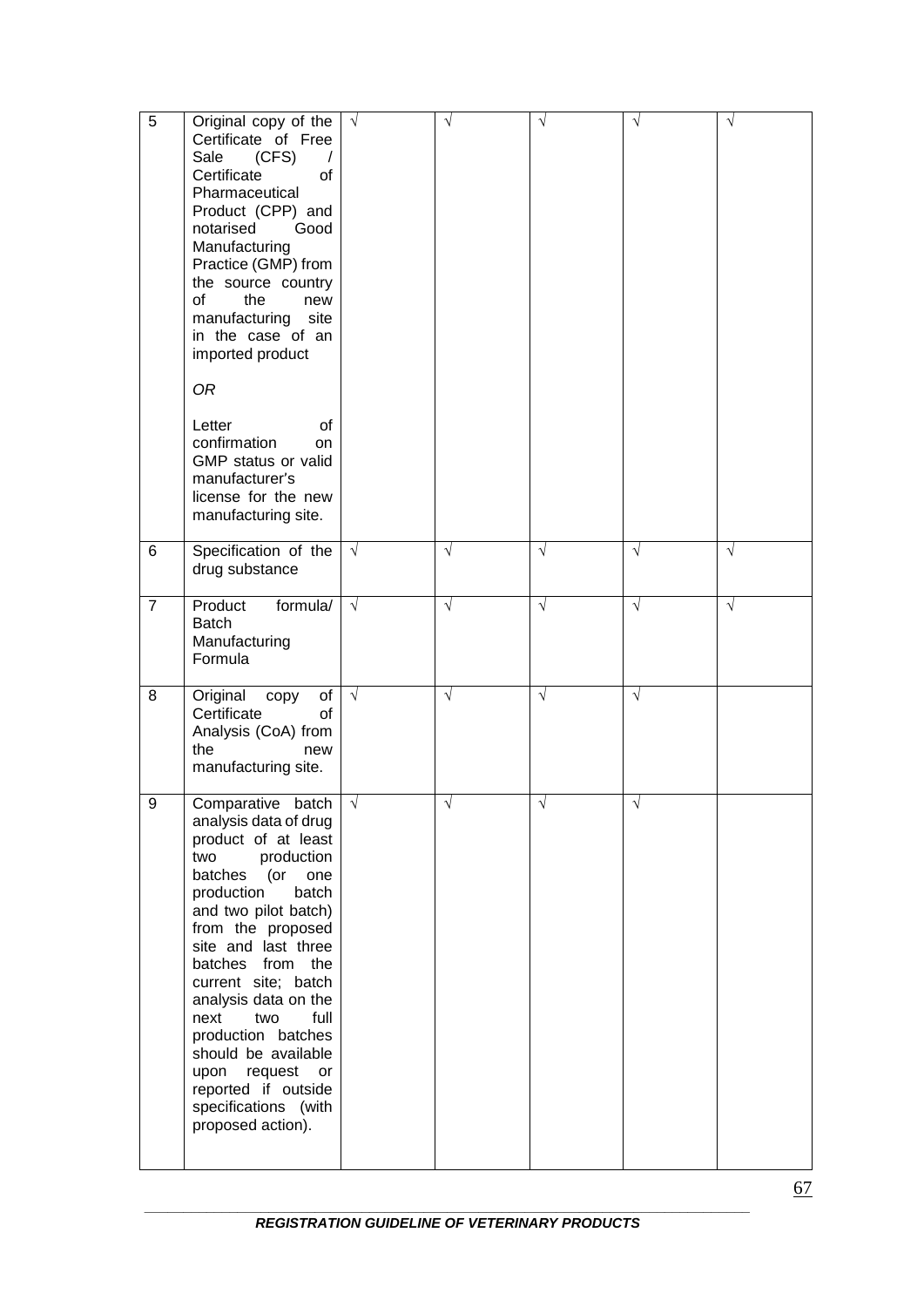| | | | | | | |
|---|---|---|---|---|---|---|
| 5 | Original copy of the Certificate of Free Sale (CFS) / Certificate of Pharmaceutical Product (CPP) and notarised Good Manufacturing Practice (GMP) from the source country of the new manufacturing site in the case of an imported product<br><br>*OR*<br><br>Letter of confirmation on GMP status or valid manufacturer's license for the new manufacturing site. | √ | √ | √ | √ | √ |
| 6 | Specification of the drug substance | √ | √ | √ | √ | √ |
| 7 | Product formula/ Batch Manufacturing Formula | √ | √ | √ | √ | √ |
| 8 | Original copy of Certificate of Analysis (CoA) from the new manufacturing site. | √ | √ | √ | √ | |
| 9 | Comparative batch analysis data of drug product of at least two production batches (or one production batch and two pilot batch) from the proposed site and last three batches from the current site; batch analysis data on the next two full production batches should be available upon request or reported if outside specifications (with proposed action). | √ | √ | √ | √ | |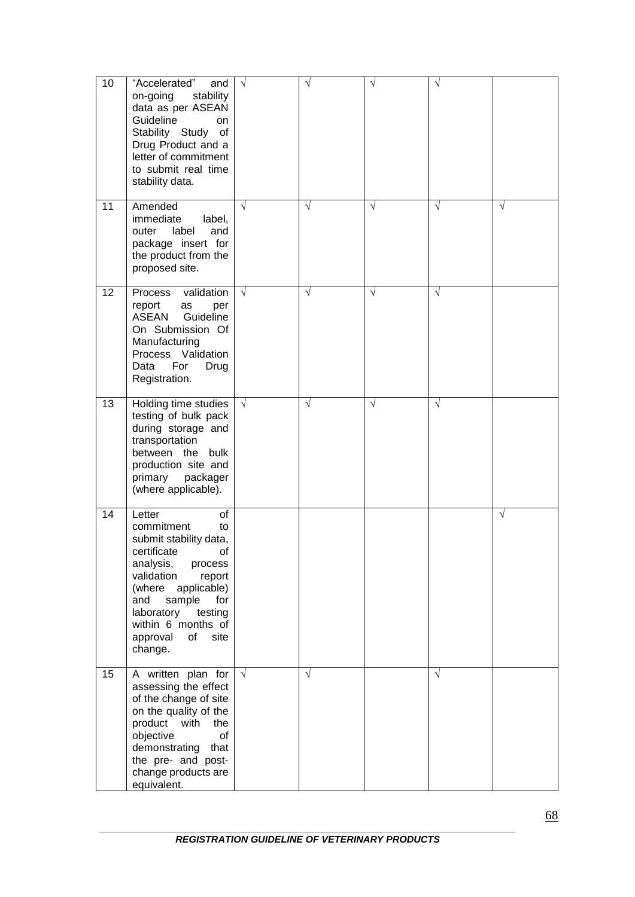| | | | | | | |
|---|---|---|---|---|---|---|
| 10 | "Accelerated" and on-going stability data as per ASEAN Guideline on Stability Study of Drug Product and a letter of commitment to submit real time stability data. | √ | √ | √ | √ | |
| 11 | Amended immediate label, outer label and package insert for the product from the proposed site. | √ | √ | √ | √ | √ |
| 12 | Process validation report as per ASEAN Guideline On Submission Of Manufacturing Process Validation Data For Drug Registration. | √ | √ | √ | √ | |
| 13 | Holding time studies testing of bulk pack during storage and transportation between the bulk production site and primary packager (where applicable). | √ | √ | √ | √ | |
| 14 | Letter of commitment to submit stability data, certificate of analysis, process validation report (where applicable) and sample for laboratory testing within 6 months of approval of site change. | | | | | √ |
| 15 | A written plan for assessing the effect of the change of site on the quality of the product with the objective of demonstrating that the pre- and post-change products are equivalent. | √ | √ | | √ | |